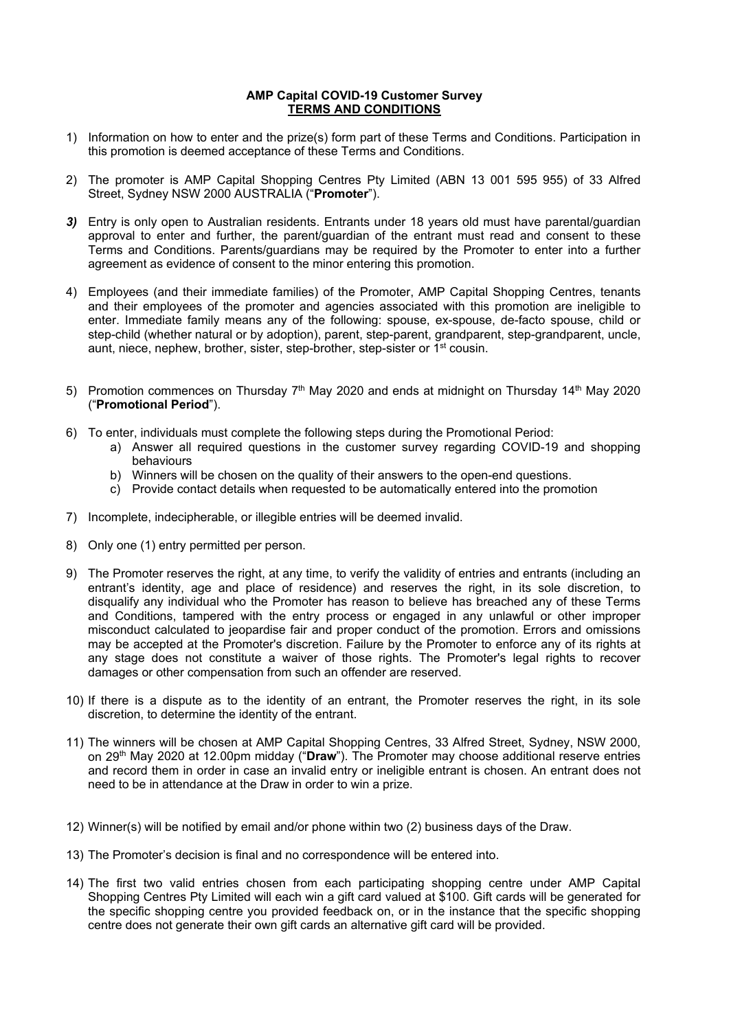**AMP Capital COVID-19 Customer Survey**
**TERMS AND CONDITIONS**

1) Information on how to enter and the prize(s) form part of these Terms and Conditions. Participation in this promotion is deemed acceptance of these Terms and Conditions.

2) The promoter is AMP Capital Shopping Centres Pty Limited (ABN 13 001 595 955) of 33 Alfred Street, Sydney NSW 2000 AUSTRALIA ("**Promoter**").

***3)*** Entry is only open to Australian residents. Entrants under 18 years old must have parental/guardian approval to enter and further, the parent/guardian of the entrant must read and consent to these Terms and Conditions. Parents/guardians may be required by the Promoter to enter into a further agreement as evidence of consent to the minor entering this promotion.

4) Employees (and their immediate families) of the Promoter, AMP Capital Shopping Centres, tenants and their employees of the promoter and agencies associated with this promotion are ineligible to enter. Immediate family means any of the following: spouse, ex-spouse, de-facto spouse, child or step-child (whether natural or by adoption), parent, step-parent, grandparent, step-grandparent, uncle, aunt, niece, nephew, brother, sister, step-brother, step-sister or 1st cousin.

5) Promotion commences on Thursday 7th May 2020 and ends at midnight on Thursday 14th May 2020 ("**Promotional Period**").

6) To enter, individuals must complete the following steps during the Promotional Period:
    a) Answer all required questions in the customer survey regarding COVID-19 and shopping behaviours
    b) Winners will be chosen on the quality of their answers to the open-end questions.
    c) Provide contact details when requested to be automatically entered into the promotion

7) Incomplete, indecipherable, or illegible entries will be deemed invalid.

8) Only one (1) entry permitted per person.

9) The Promoter reserves the right, at any time, to verify the validity of entries and entrants (including an entrant's identity, age and place of residence) and reserves the right, in its sole discretion, to disqualify any individual who the Promoter has reason to believe has breached any of these Terms and Conditions, tampered with the entry process or engaged in any unlawful or other improper misconduct calculated to jeopardise fair and proper conduct of the promotion. Errors and omissions may be accepted at the Promoter's discretion. Failure by the Promoter to enforce any of its rights at any stage does not constitute a waiver of those rights. The Promoter's legal rights to recover damages or other compensation from such an offender are reserved.

10) If there is a dispute as to the identity of an entrant, the Promoter reserves the right, in its sole discretion, to determine the identity of the entrant.

11) The winners will be chosen at AMP Capital Shopping Centres, 33 Alfred Street, Sydney, NSW 2000, on 29th May 2020 at 12.00pm midday ("**Draw**"). The Promoter may choose additional reserve entries and record them in order in case an invalid entry or ineligible entrant is chosen. An entrant does not need to be in attendance at the Draw in order to win a prize.

12) Winner(s) will be notified by email and/or phone within two (2) business days of the Draw.

13) The Promoter's decision is final and no correspondence will be entered into.

14) The first two valid entries chosen from each participating shopping centre under AMP Capital Shopping Centres Pty Limited will each win a gift card valued at $100. Gift cards will be generated for the specific shopping centre you provided feedback on, or in the instance that the specific shopping centre does not generate their own gift cards an alternative gift card will be provided.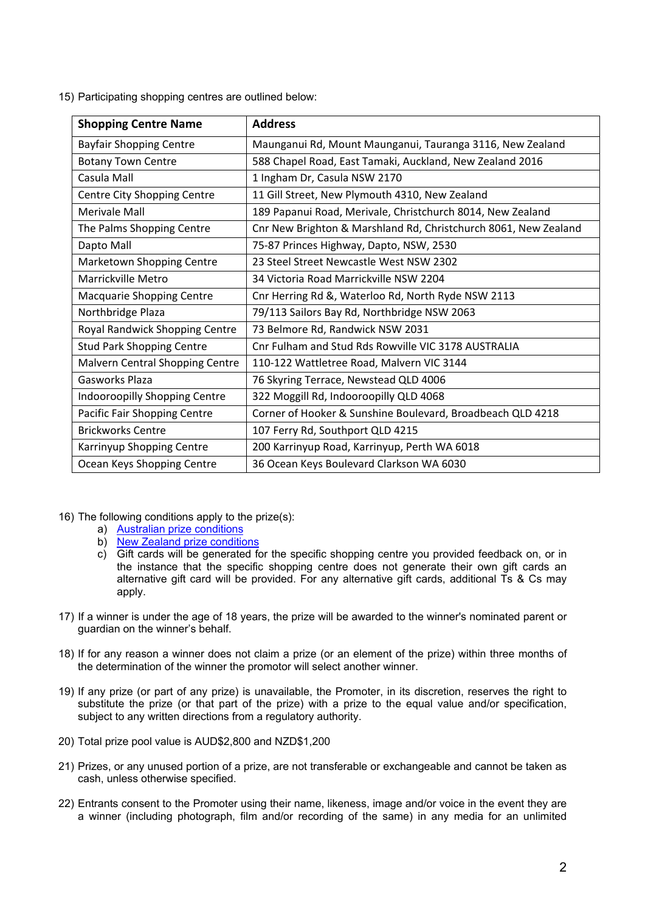15) Participating shopping centres are outlined below:

| Shopping Centre Name | Address |
| --- | --- |
| Bayfair Shopping Centre | Maunganui Rd, Mount Maunganui, Tauranga 3116, New Zealand |
| Botany Town Centre | 588 Chapel Road, East Tamaki, Auckland, New Zealand 2016 |
| Casula Mall | 1 Ingham Dr, Casula NSW 2170 |
| Centre City Shopping Centre | 11 Gill Street, New Plymouth 4310, New Zealand |
| Merivale Mall | 189 Papanui Road, Merivale, Christchurch 8014, New Zealand |
| The Palms Shopping Centre | Cnr New Brighton & Marshland Rd, Christchurch 8061, New Zealand |
| Dapto Mall | 75-87 Princes Highway, Dapto, NSW, 2530 |
| Marketown Shopping Centre | 23 Steel Street Newcastle West NSW 2302 |
| Marrickville Metro | 34 Victoria Road Marrickville NSW 2204 |
| Macquarie Shopping Centre | Cnr Herring Rd &, Waterloo Rd, North Ryde NSW 2113 |
| Northbridge Plaza | 79/113 Sailors Bay Rd, Northbridge NSW 2063 |
| Royal Randwick Shopping Centre | 73 Belmore Rd, Randwick NSW 2031 |
| Stud Park Shopping Centre | Cnr Fulham and Stud Rds Rowville VIC 3178 AUSTRALIA |
| Malvern Central Shopping Centre | 110-122 Wattletree Road, Malvern VIC 3144 |
| Gasworks Plaza | 76 Skyring Terrace, Newstead QLD 4006 |
| Indooroopilly Shopping Centre | 322 Moggill Rd, Indooroopilly QLD 4068 |
| Pacific Fair Shopping Centre | Corner of Hooker & Sunshine Boulevard, Broadbeach QLD 4218 |
| Brickworks Centre | 107 Ferry Rd, Southport QLD 4215 |
| Karrinyup Shopping Centre | 200 Karrinyup Road, Karrinyup, Perth WA 6018 |
| Ocean Keys Shopping Centre | 36 Ocean Keys Boulevard Clarkson WA 6030 |

16) The following conditions apply to the prize(s):
    a) Australian prize conditions
    b) New Zealand prize conditions
    c) Gift cards will be generated for the specific shopping centre you provided feedback on, or in the instance that the specific shopping centre does not generate their own gift cards an alternative gift card will be provided. For any alternative gift cards, additional Ts & Cs may apply.

17) If a winner is under the age of 18 years, the prize will be awarded to the winner's nominated parent or guardian on the winner's behalf.

18) If for any reason a winner does not claim a prize (or an element of the prize) within three months of the determination of the winner the promotor will select another winner.

19) If any prize (or part of any prize) is unavailable, the Promoter, in its discretion, reserves the right to substitute the prize (or that part of the prize) with a prize to the equal value and/or specification, subject to any written directions from a regulatory authority.

20) Total prize pool value is AUD$2,800 and NZD$1,200

21) Prizes, or any unused portion of a prize, are not transferable or exchangeable and cannot be taken as cash, unless otherwise specified.

22) Entrants consent to the Promoter using their name, likeness, image and/or voice in the event they are a winner (including photograph, film and/or recording of the same) in any media for an unlimited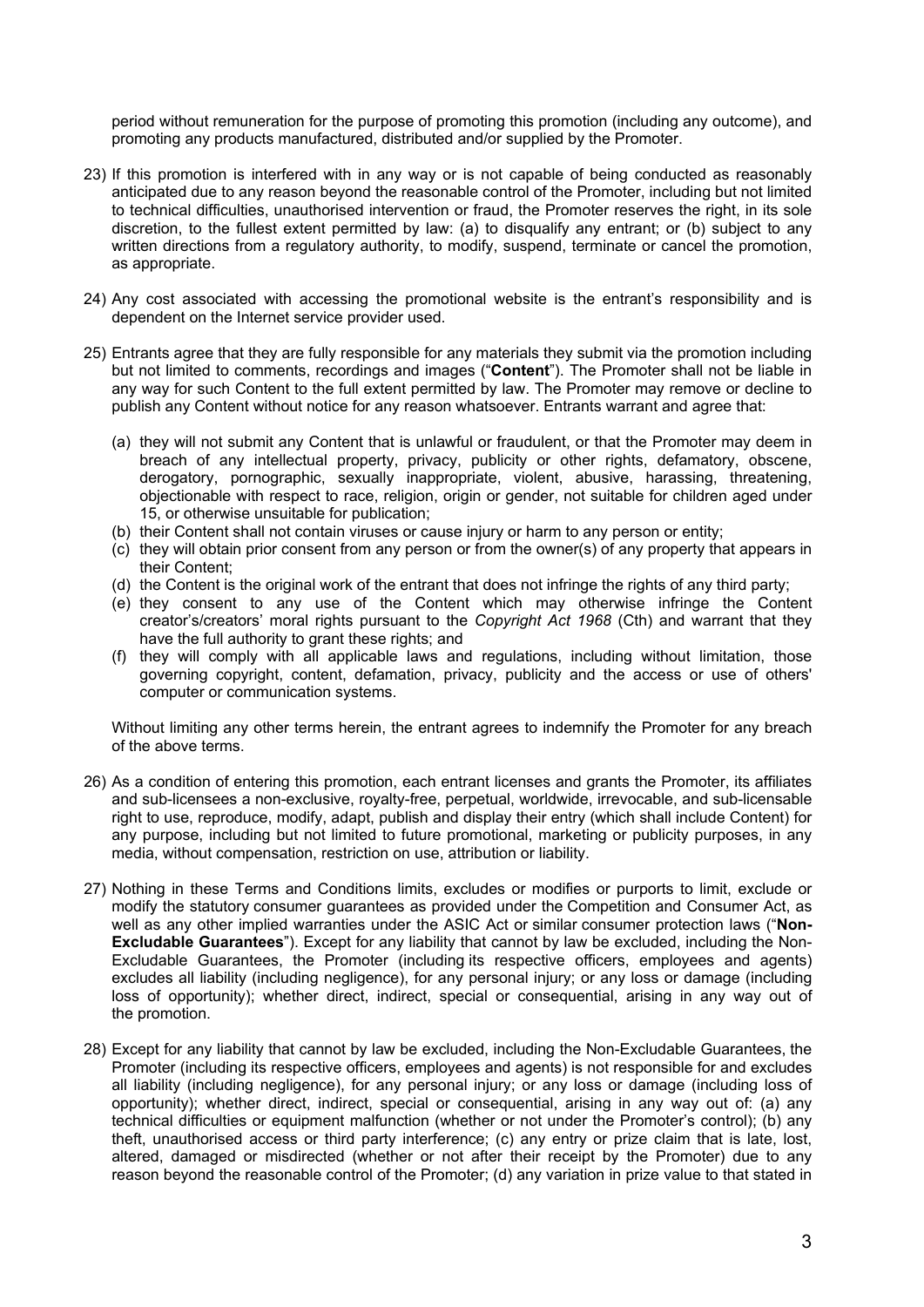period without remuneration for the purpose of promoting this promotion (including any outcome), and promoting any products manufactured, distributed and/or supplied by the Promoter.

23) If this promotion is interfered with in any way or is not capable of being conducted as reasonably anticipated due to any reason beyond the reasonable control of the Promoter, including but not limited to technical difficulties, unauthorised intervention or fraud, the Promoter reserves the right, in its sole discretion, to the fullest extent permitted by law: (a) to disqualify any entrant; or (b) subject to any written directions from a regulatory authority, to modify, suspend, terminate or cancel the promotion, as appropriate.

24) Any cost associated with accessing the promotional website is the entrant's responsibility and is dependent on the Internet service provider used.

25) Entrants agree that they are fully responsible for any materials they submit via the promotion including but not limited to comments, recordings and images ("**Content**"). The Promoter shall not be liable in any way for such Content to the full extent permitted by law. The Promoter may remove or decline to publish any Content without notice for any reason whatsoever. Entrants warrant and agree that:

    (a) they will not submit any Content that is unlawful or fraudulent, or that the Promoter may deem in breach of any intellectual property, privacy, publicity or other rights, defamatory, obscene, derogatory, pornographic, sexually inappropriate, violent, abusive, harassing, threatening, objectionable with respect to race, religion, origin or gender, not suitable for children aged under 15, or otherwise unsuitable for publication;
    (b) their Content shall not contain viruses or cause injury or harm to any person or entity;
    (c) they will obtain prior consent from any person or from the owner(s) of any property that appears in their Content;
    (d) the Content is the original work of the entrant that does not infringe the rights of any third party;
    (e) they consent to any use of the Content which may otherwise infringe the Content creator's/creators' moral rights pursuant to the *Copyright Act 1968* (Cth) and warrant that they have the full authority to grant these rights; and
    (f) they will comply with all applicable laws and regulations, including without limitation, those governing copyright, content, defamation, privacy, publicity and the access or use of others' computer or communication systems.

    Without limiting any other terms herein, the entrant agrees to indemnify the Promoter for any breach of the above terms.

26) As a condition of entering this promotion, each entrant licenses and grants the Promoter, its affiliates and sub-licensees a non-exclusive, royalty-free, perpetual, worldwide, irrevocable, and sub-licensable right to use, reproduce, modify, adapt, publish and display their entry (which shall include Content) for any purpose, including but not limited to future promotional, marketing or publicity purposes, in any media, without compensation, restriction on use, attribution or liability.

27) Nothing in these Terms and Conditions limits, excludes or modifies or purports to limit, exclude or modify the statutory consumer guarantees as provided under the Competition and Consumer Act, as well as any other implied warranties under the ASIC Act or similar consumer protection laws ("**Non-Excludable Guarantees**"). Except for any liability that cannot by law be excluded, including the Non-Excludable Guarantees, the Promoter (including its respective officers, employees and agents) excludes all liability (including negligence), for any personal injury; or any loss or damage (including loss of opportunity); whether direct, indirect, special or consequential, arising in any way out of the promotion.

28) Except for any liability that cannot by law be excluded, including the Non-Excludable Guarantees, the Promoter (including its respective officers, employees and agents) is not responsible for and excludes all liability (including negligence), for any personal injury; or any loss or damage (including loss of opportunity); whether direct, indirect, special or consequential, arising in any way out of: (a) any technical difficulties or equipment malfunction (whether or not under the Promoter's control); (b) any theft, unauthorised access or third party interference; (c) any entry or prize claim that is late, lost, altered, damaged or misdirected (whether or not after their receipt by the Promoter) due to any reason beyond the reasonable control of the Promoter; (d) any variation in prize value to that stated in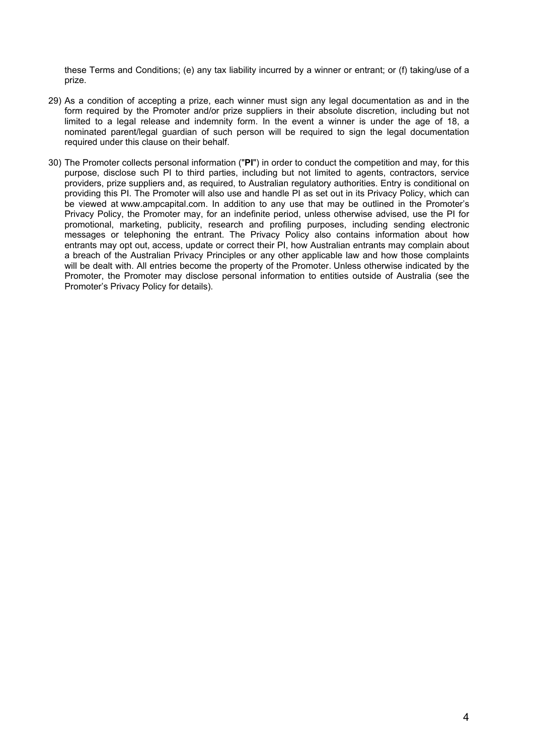these Terms and Conditions; (e) any tax liability incurred by a winner or entrant; or (f) taking/use of a prize.

29) As a condition of accepting a prize, each winner must sign any legal documentation as and in the form required by the Promoter and/or prize suppliers in their absolute discretion, including but not limited to a legal release and indemnity form. In the event a winner is under the age of 18, a nominated parent/legal guardian of such person will be required to sign the legal documentation required under this clause on their behalf.

30) The Promoter collects personal information ("**PI**") in order to conduct the competition and may, for this purpose, disclose such PI to third parties, including but not limited to agents, contractors, service providers, prize suppliers and, as required, to Australian regulatory authorities. Entry is conditional on providing this PI. The Promoter will also use and handle PI as set out in its Privacy Policy, which can be viewed at www.ampcapital.com. In addition to any use that may be outlined in the Promoter's Privacy Policy, the Promoter may, for an indefinite period, unless otherwise advised, use the PI for promotional, marketing, publicity, research and profiling purposes, including sending electronic messages or telephoning the entrant. The Privacy Policy also contains information about how entrants may opt out, access, update or correct their PI, how Australian entrants may complain about a breach of the Australian Privacy Principles or any other applicable law and how those complaints will be dealt with. All entries become the property of the Promoter. Unless otherwise indicated by the Promoter, the Promoter may disclose personal information to entities outside of Australia (see the Promoter's Privacy Policy for details).